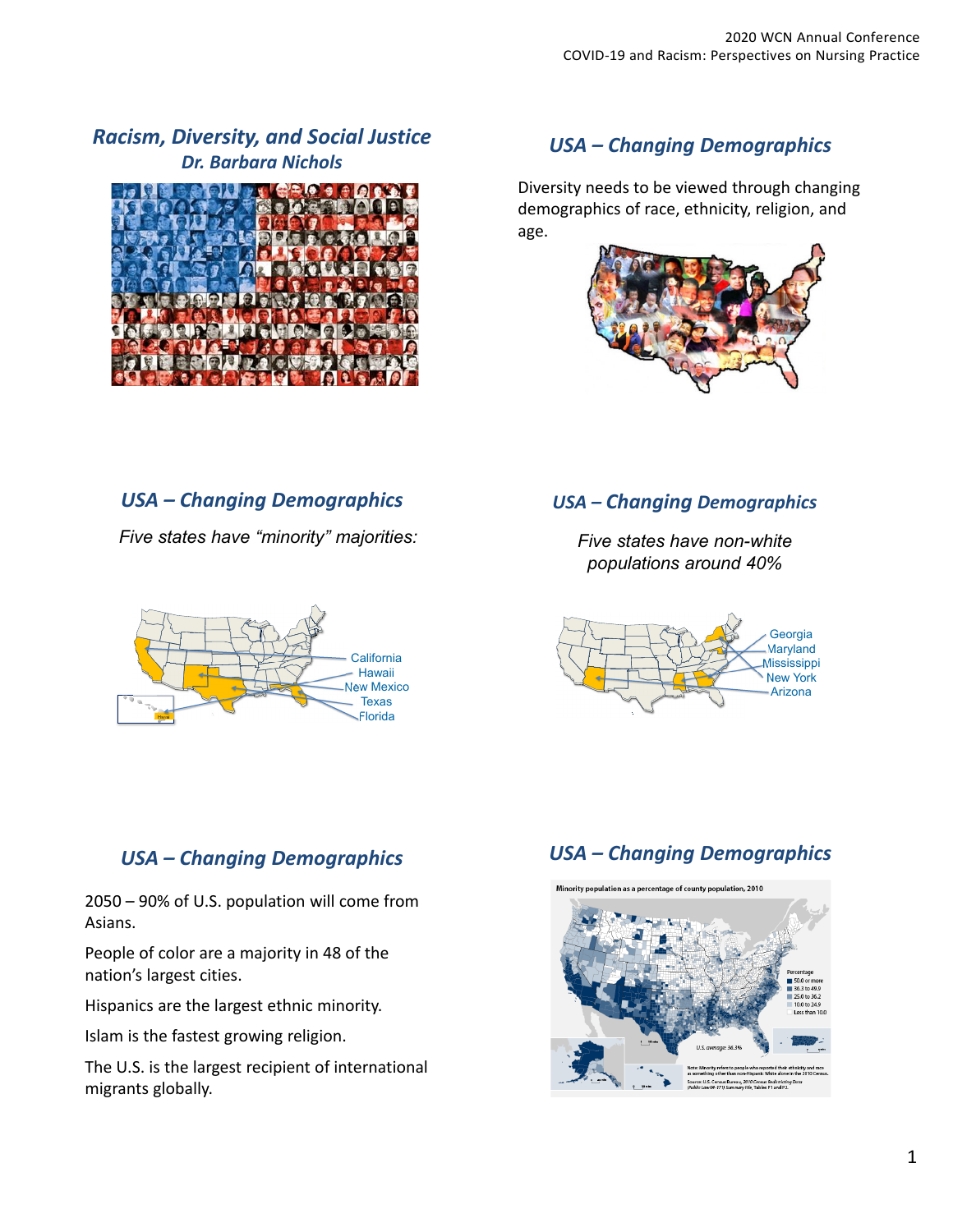## Racism, Diversity, and Social Justice

### Dr. Barbara Nichols

## USA – Changing Demographics

Diversity needs to be viewed through changing demographics of race, ethnicity, religion, and age.

## USA – Changing Demographics

*Five states have "minority" majorities:*

California
Hawaii
New Mexico
Texas
Florida

## USA – Changing Demographics

*Five states have non-white populations around 40%*

Georgia
Maryland
Mississippi
New York
Arizona

## USA – Changing Demographics

2050 – 90% of U.S. population will come from Asians.

People of color are a majority in 48 of the nation's largest cities.

Hispanics are the largest ethnic minority.

Islam is the fastest growing religion.

The U.S. is the largest recipient of international migrants globally.

## USA – Changing Demographics

Minority population as a percentage of county population, 2010

Percentage
- 50.0 or more
- 36.3 to 49.9
- 25.0 to 36.2
- 10.0 to 24.9
- Less than 10.0

U.S. average: 36.3%

Note: Minority refers to people who reported their ethnicity and race as something other than non-Hispanic White alone in the 2010 Census.

Source: U.S. Census Bureau, 2010 Census Redistricting Data (Public Law 94-171) Summary File, Tables P1 and P2.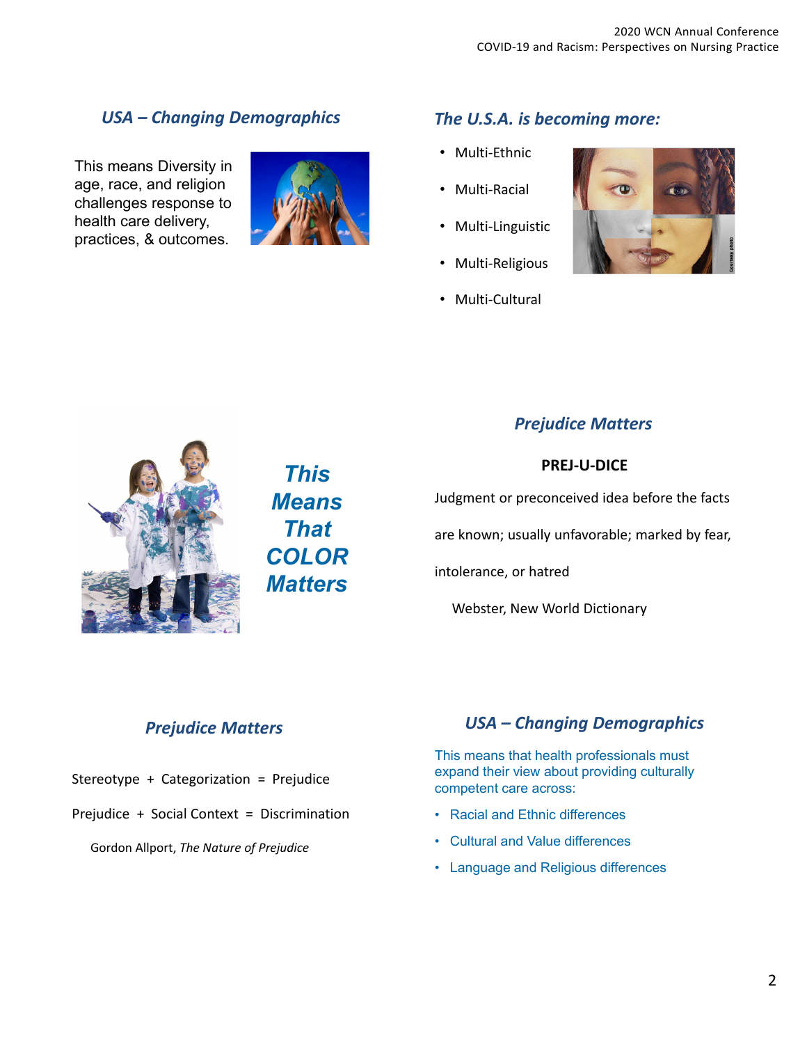## USA – Changing Demographics

This means Diversity in age, race, and religion challenges response to health care delivery, practices, & outcomes.

## The U.S.A. is becoming more:

- Multi-Ethnic
- Multi-Racial
- Multi-Linguistic
- Multi-Religious
- Multi-Cultural

## *This Means That COLOR Matters*

## Prejudice Matters

**PREJ-U-DICE**

Judgment or preconceived idea before the facts are known; usually unfavorable; marked by fear, intolerance, or hatred

Webster, New World Dictionary

## Prejudice Matters

Stereotype + Categorization = Prejudice

Prejudice + Social Context = Discrimination

Gordon Allport, *The Nature of Prejudice*

## USA – Changing Demographics

This means that health professionals must expand their view about providing culturally competent care across:

- Racial and Ethnic differences
- Cultural and Value differences
- Language and Religious differences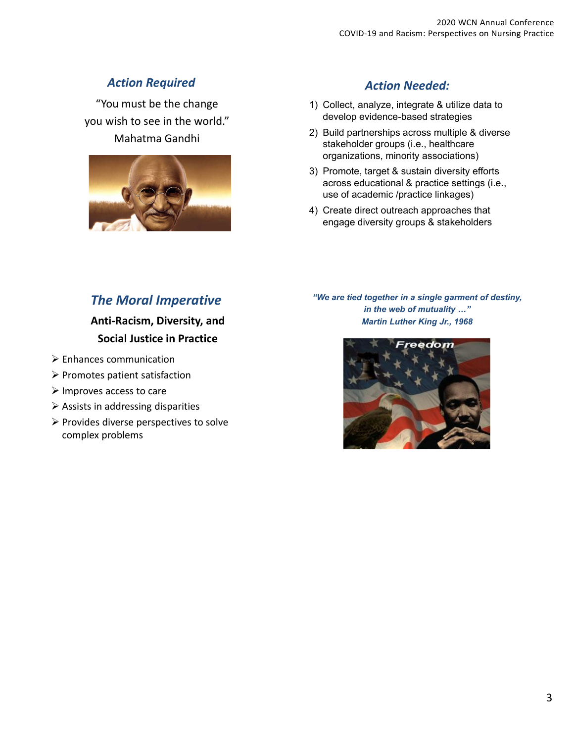## *Action Required*

"You must be the change you wish to see in the world."
Mahatma Gandhi

## *Action Needed:*

1) Collect, analyze, integrate & utilize data to develop evidence-based strategies
2) Build partnerships across multiple & diverse stakeholder groups (i.e., healthcare organizations, minority associations)
3) Promote, target & sustain diversity efforts across educational & practice settings (i.e., use of academic /practice linkages)
4) Create direct outreach approaches that engage diversity groups & stakeholders

## *The Moral Imperative*

**Anti-Racism, Diversity, and Social Justice in Practice**

- Enhances communication
- Promotes patient satisfaction
- Improves access to care
- Assists in addressing disparities
- Provides diverse perspectives to solve complex problems

***"We are tied together in a single garment of destiny, in the web of mutuality …"***
***Martin Luther King Jr., 1968***